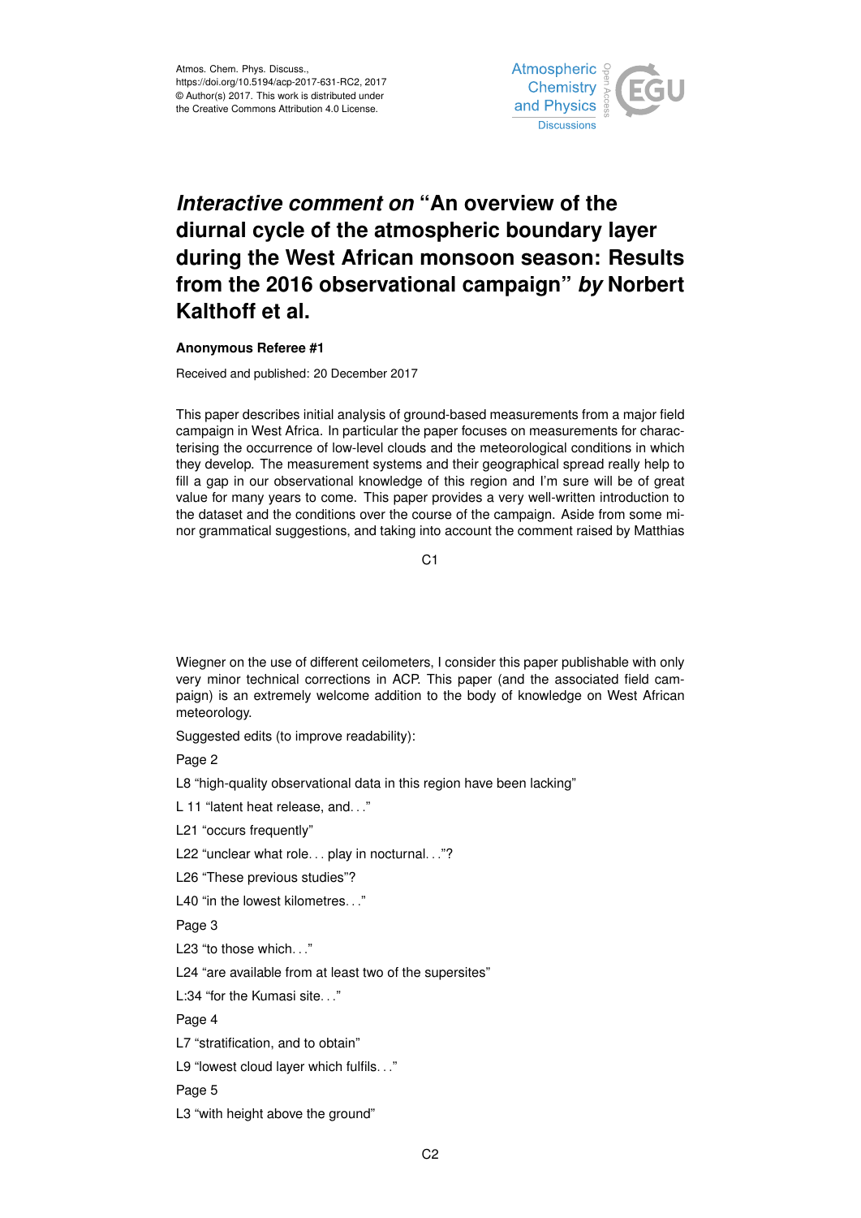# *Interactive comment on* "An overview of the diurnal cycle of the atmospheric boundary layer during the West African monsoon season: Results from the 2016 observational campaign" *by* Norbert Kalthoff et al.

**Anonymous Referee #1**

Received and published: 20 December 2017

This paper describes initial analysis of ground-based measurements from a major field campaign in West Africa. In particular the paper focuses on measurements for characterising the occurrence of low-level clouds and the meteorological conditions in which they develop. The measurement systems and their geographical spread really help to fill a gap in our observational knowledge of this region and I'm sure will be of great value for many years to come. This paper provides a very well-written introduction to the dataset and the conditions over the course of the campaign. Aside from some minor grammatical suggestions, and taking into account the comment raised by Matthias Wiegner on the use of different ceilometers, I consider this paper publishable with only very minor technical corrections in ACP. This paper (and the associated field campaign) is an extremely welcome addition to the body of knowledge on West African meteorology.

Suggested edits (to improve readability):

Page 2

L8 "high-quality observational data in this region have been lacking"

L 11 "latent heat release, and..."

L21 "occurs frequently"

L22 "unclear what role... play in nocturnal..."?

L26 "These previous studies"?

L40 "in the lowest kilometres..."

Page 3

L23 "to those which..."

L24 "are available from at least two of the supersites"

L:34 "for the Kumasi site..."

Page 4

L7 "stratification, and to obtain"

L9 "lowest cloud layer which fulfils..."

Page 5

L3 "with height above the ground"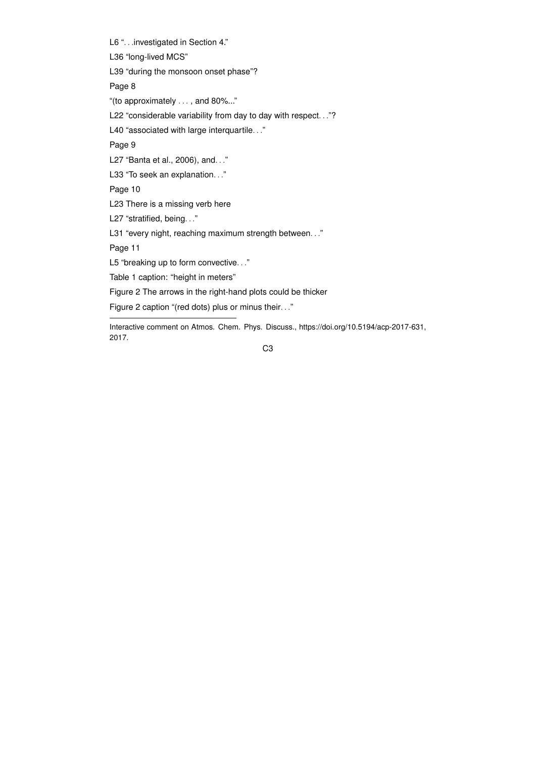L6 "...investigated in Section 4."

L36 "long-lived MCS"

L39 "during the monsoon onset phase"?

Page 8

"(to approximately . . . , and 80%..."

L22 "considerable variability from day to day with respect. . ."?

L40 "associated with large interquartile. . ."

Page 9

L27 "Banta et al., 2006), and. . ."

L33 "To seek an explanation. . ."

Page 10

L23 There is a missing verb here

L27 "stratified, being. . ."

L31 "every night, reaching maximum strength between. . ."

Page 11

L5 "breaking up to form convective. . ."

Table 1 caption: "height in meters"

Figure 2 The arrows in the right-hand plots could be thicker

Figure 2 caption "(red dots) plus or minus their. . ."

---

Interactive comment on Atmos. Chem. Phys. Discuss., https://doi.org/10.5194/acp-2017-631, 2017.